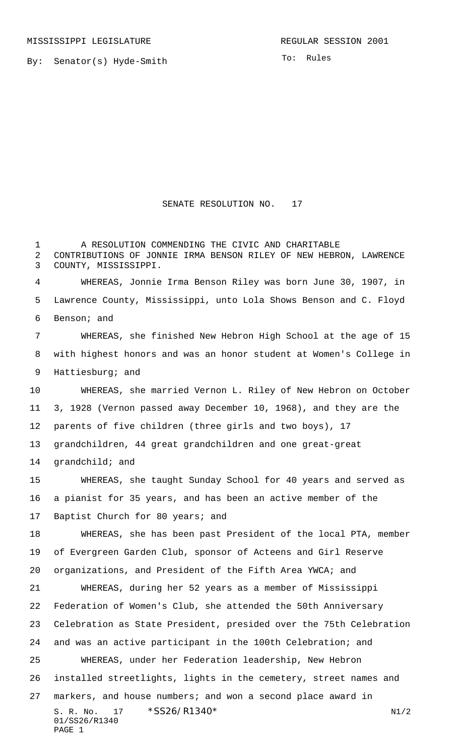MISSISSIPPI LEGISLATURE REGULAR SESSION 2001

By: Senator(s) Hyde-Smith

To: Rules

# SENATE RESOLUTION NO. 17

A RESOLUTION COMMENDING THE CIVIC AND CHARITABLE CONTRIBUTIONS OF JONNIE IRMA BENSON RILEY OF NEW HEBRON, LAWRENCE COUNTY, MISSISSIPPI.

WHEREAS, Jonnie Irma Benson Riley was born June 30, 1907, in Lawrence County, Mississippi, unto Lola Shows Benson and C. Floyd Benson; and

WHEREAS, she finished New Hebron High School at the age of 15 with highest honors and was an honor student at Women's College in Hattiesburg; and

WHEREAS, she married Vernon L. Riley of New Hebron on October 3, 1928 (Vernon passed away December 10, 1968), and they are the parents of five children (three girls and two boys), 17 grandchildren, 44 great grandchildren and one great-great grandchild; and

WHEREAS, she taught Sunday School for 40 years and served as a pianist for 35 years, and has been an active member of the Baptist Church for 80 years; and

WHEREAS, she has been past President of the local PTA, member of Evergreen Garden Club, sponsor of Acteens and Girl Reserve organizations, and President of the Fifth Area YWCA; and

WHEREAS, during her 52 years as a member of Mississippi Federation of Women's Club, she attended the 50th Anniversary Celebration as State President, presided over the 75th Celebration and was an active participant in the 100th Celebration; and

WHEREAS, under her Federation leadership, New Hebron installed streetlights, lights in the cemetery, street names and markers, and house numbers; and won a second place award in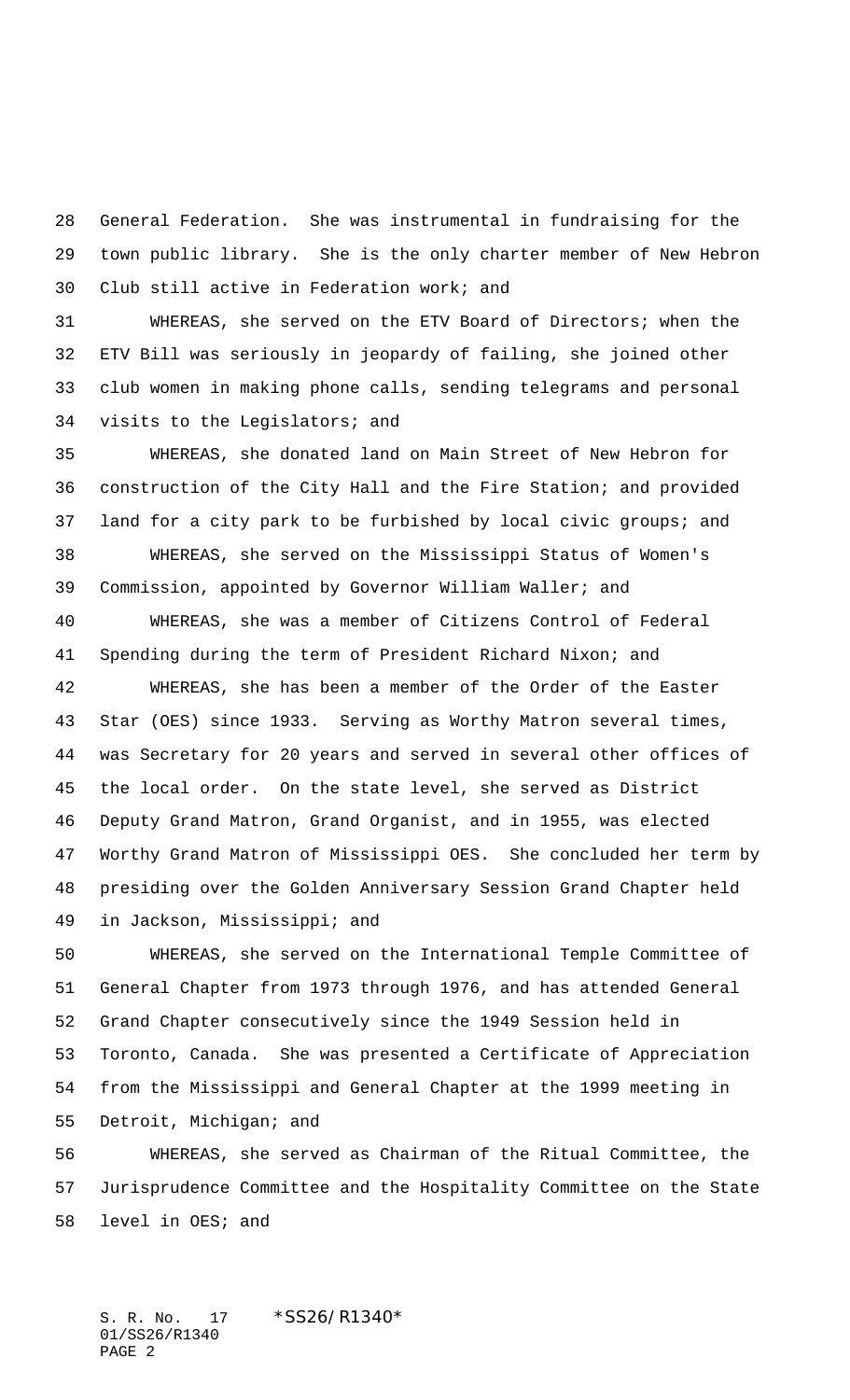General Federation. She was instrumental in fundraising for the town public library. She is the only charter member of New Hebron Club still active in Federation work; and

WHEREAS, she served on the ETV Board of Directors; when the ETV Bill was seriously in jeopardy of failing, she joined other club women in making phone calls, sending telegrams and personal visits to the Legislators; and

WHEREAS, she donated land on Main Street of New Hebron for construction of the City Hall and the Fire Station; and provided land for a city park to be furbished by local civic groups; and

WHEREAS, she served on the Mississippi Status of Women's Commission, appointed by Governor William Waller; and

WHEREAS, she was a member of Citizens Control of Federal Spending during the term of President Richard Nixon; and

WHEREAS, she has been a member of the Order of the Easter Star (OES) since 1933. Serving as Worthy Matron several times, was Secretary for 20 years and served in several other offices of the local order. On the state level, she served as District Deputy Grand Matron, Grand Organist, and in 1955, was elected Worthy Grand Matron of Mississippi OES. She concluded her term by presiding over the Golden Anniversary Session Grand Chapter held in Jackson, Mississippi; and

WHEREAS, she served on the International Temple Committee of General Chapter from 1973 through 1976, and has attended General Grand Chapter consecutively since the 1949 Session held in Toronto, Canada. She was presented a Certificate of Appreciation from the Mississippi and General Chapter at the 1999 meeting in Detroit, Michigan; and

WHEREAS, she served as Chairman of the Ritual Committee, the Jurisprudence Committee and the Hospitality Committee on the State level in OES; and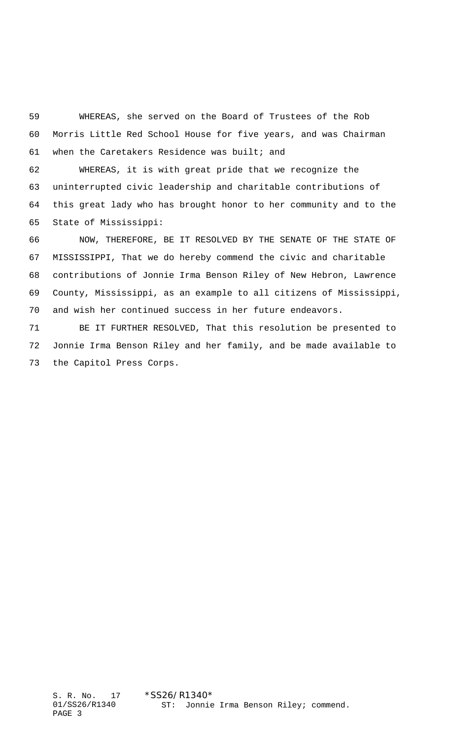WHEREAS, she served on the Board of Trustees of the Rob Morris Little Red School House for five years, and was Chairman when the Caretakers Residence was built; and

WHEREAS, it is with great pride that we recognize the uninterrupted civic leadership and charitable contributions of this great lady who has brought honor to her community and to the State of Mississippi:

NOW, THEREFORE, BE IT RESOLVED BY THE SENATE OF THE STATE OF MISSISSIPPI, That we do hereby commend the civic and charitable contributions of Jonnie Irma Benson Riley of New Hebron, Lawrence County, Mississippi, as an example to all citizens of Mississippi, and wish her continued success in her future endeavors.

BE IT FURTHER RESOLVED, That this resolution be presented to Jonnie Irma Benson Riley and her family, and be made available to the Capitol Press Corps.